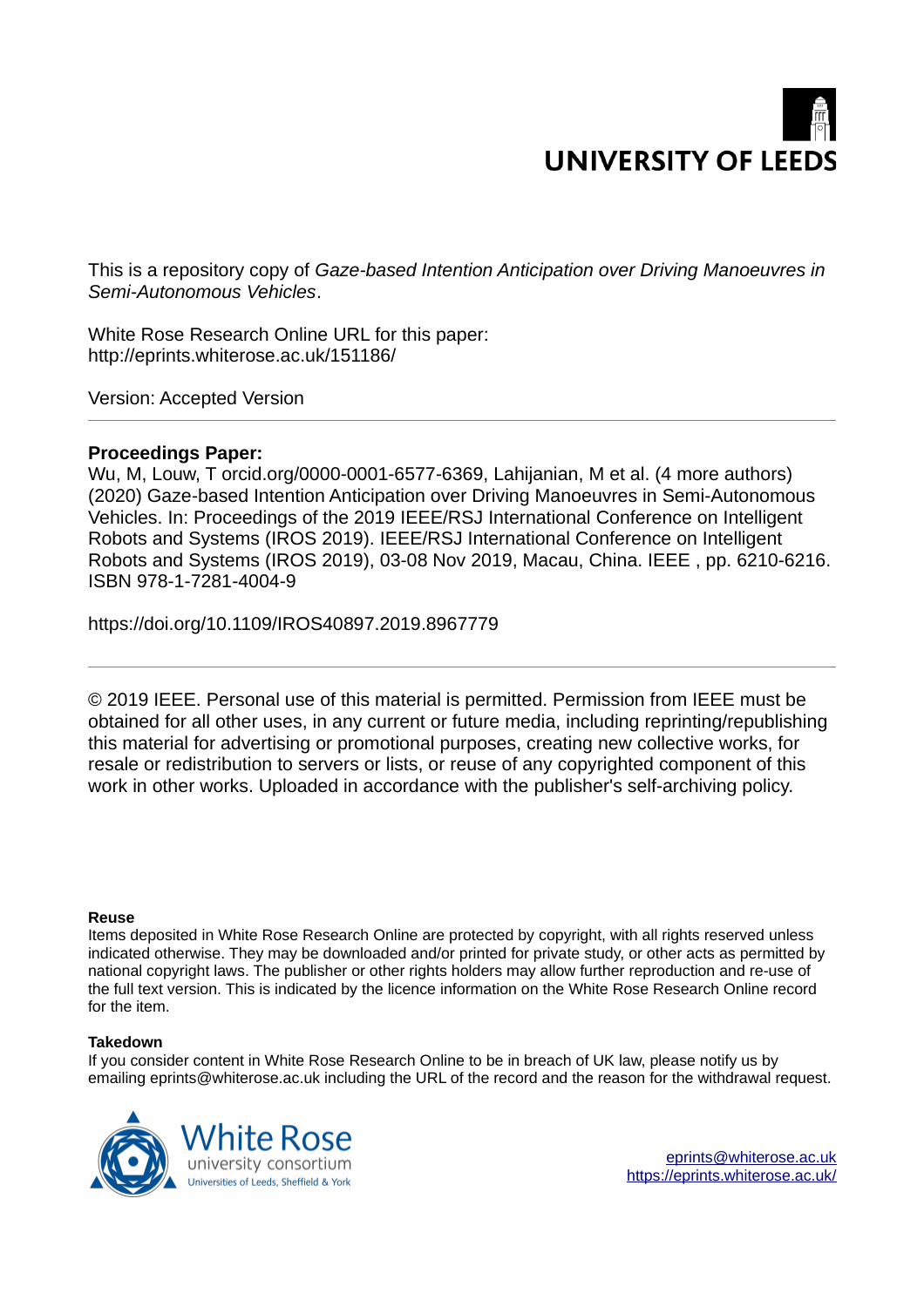UNIVERSITY OF LEEDS

This is a repository copy of *Gaze-based Intention Anticipation over Driving Manoeuvres in Semi-Autonomous Vehicles*.

White Rose Research Online URL for this paper:
http://eprints.whiterose.ac.uk/151186/

Version: Accepted Version

**Proceedings Paper:**
Wu, M, Louw, T orcid.org/0000-0001-6577-6369, Lahijanian, M et al. (4 more authors) (2020) Gaze-based Intention Anticipation over Driving Manoeuvres in Semi-Autonomous Vehicles. In: Proceedings of the 2019 IEEE/RSJ International Conference on Intelligent Robots and Systems (IROS 2019). IEEE/RSJ International Conference on Intelligent Robots and Systems (IROS 2019), 03-08 Nov 2019, Macau, China. IEEE , pp. 6210-6216. ISBN 978-1-7281-4004-9

https://doi.org/10.1109/IROS40897.2019.8967779

---

© 2019 IEEE. Personal use of this material is permitted. Permission from IEEE must be obtained for all other uses, in any current or future media, including reprinting/republishing this material for advertising or promotional purposes, creating new collective works, for resale or redistribution to servers or lists, or reuse of any copyrighted component of this work in other works. Uploaded in accordance with the publisher's self-archiving policy.

**Reuse**
Items deposited in White Rose Research Online are protected by copyright, with all rights reserved unless indicated otherwise. They may be downloaded and/or printed for private study, or other acts as permitted by national copyright laws. The publisher or other rights holders may allow further reproduction and re-use of the full text version. This is indicated by the licence information on the White Rose Research Online record for the item.

**Takedown**
If you consider content in White Rose Research Online to be in breach of UK law, please notify us by emailing eprints@whiterose.ac.uk including the URL of the record and the reason for the withdrawal request.

White Rose university consortium
Universities of Leeds, Sheffield & York

eprints@whiterose.ac.uk
https://eprints.whiterose.ac.uk/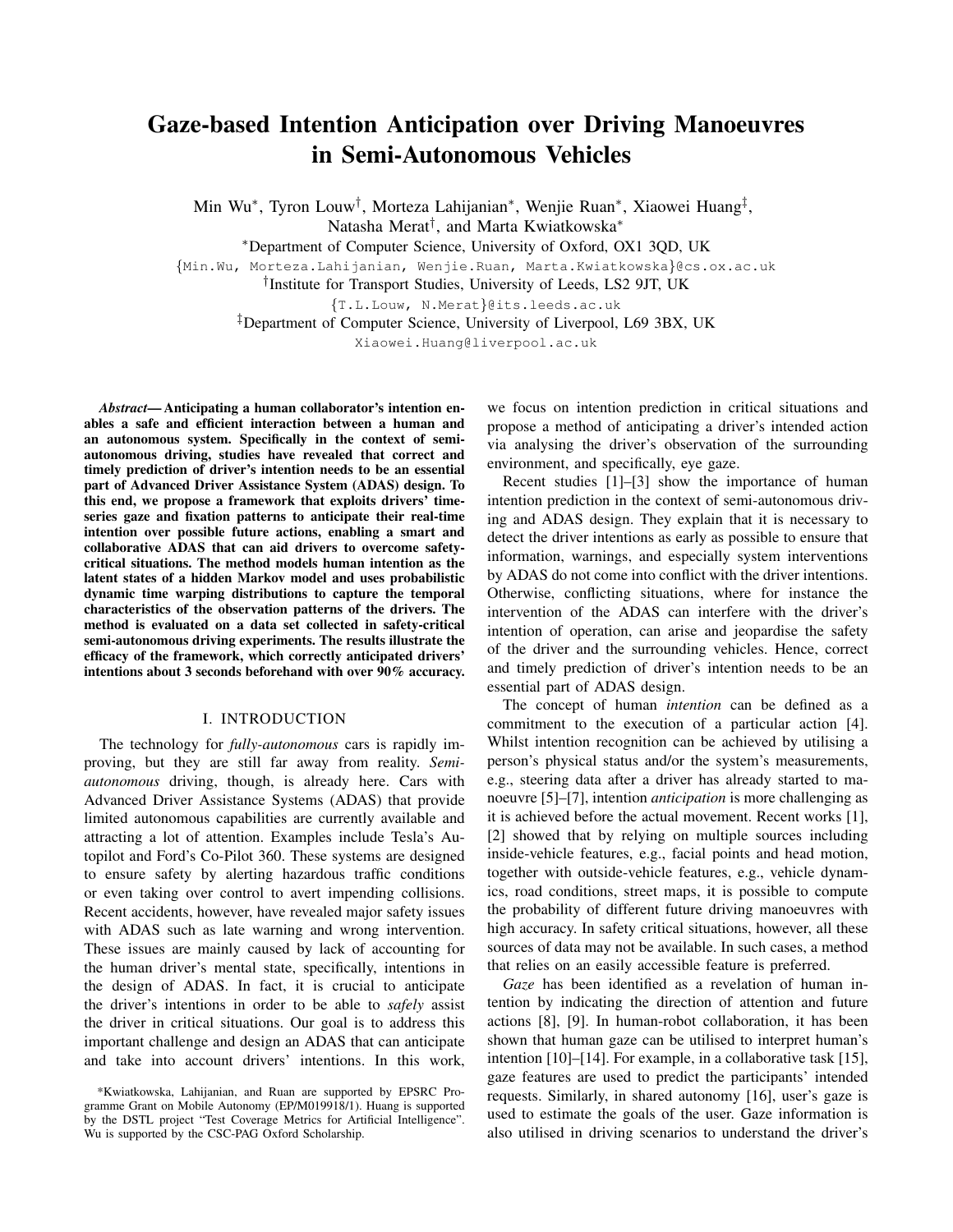# Gaze-based Intention Anticipation over Driving Manoeuvres in Semi-Autonomous Vehicles

Min Wu*, Tyron Louw†, Morteza Lahijanian*, Wenjie Ruan*, Xiaowei Huang‡, Natasha Merat†, and Marta Kwiatkowska*

*Department of Computer Science, University of Oxford, OX1 3QD, UK

{Min.Wu, Morteza.Lahijanian, Wenjie.Ruan, Marta.Kwiatkowska}@cs.ox.ac.uk

†Institute for Transport Studies, University of Leeds, LS2 9JT, UK

{T.L.Louw, N.Merat}@its.leeds.ac.uk

‡Department of Computer Science, University of Liverpool, L69 3BX, UK

Xiaowei.Huang@liverpool.ac.uk

***Abstract*— Anticipating a human collaborator's intention enables a safe and efficient interaction between a human and an autonomous system. Specifically in the context of semi-autonomous driving, studies have revealed that correct and timely prediction of driver's intention needs to be an essential part of Advanced Driver Assistance System (ADAS) design. To this end, we propose a framework that exploits drivers' time-series gaze and fixation patterns to anticipate their real-time intention over possible future actions, enabling a smart and collaborative ADAS that can aid drivers to overcome safety-critical situations. The method models human intention as the latent states of a hidden Markov model and uses probabilistic dynamic time warping distributions to capture the temporal characteristics of the observation patterns of the drivers. The method is evaluated on a data set collected in safety-critical semi-autonomous driving experiments. The results illustrate the efficacy of the framework, which correctly anticipated drivers' intentions about 3 seconds beforehand with over 90% accuracy.**

## I. INTRODUCTION

The technology for *fully-autonomous* cars is rapidly improving, but they are still far away from reality. *Semi-autonomous* driving, though, is already here. Cars with Advanced Driver Assistance Systems (ADAS) that provide limited autonomous capabilities are currently available and attracting a lot of attention. Examples include Tesla's Autopilot and Ford's Co-Pilot 360. These systems are designed to ensure safety by alerting hazardous traffic conditions or even taking over control to avert impending collisions. Recent accidents, however, have revealed major safety issues with ADAS such as late warning and wrong intervention. These issues are mainly caused by lack of accounting for the human driver's mental state, specifically, intentions in the design of ADAS. In fact, it is crucial to anticipate the driver's intentions in order to be able to *safely* assist the driver in critical situations. Our goal is to address this important challenge and design an ADAS that can anticipate and take into account drivers' intentions. In this work, we focus on intention prediction in critical situations and propose a method of anticipating a driver's intended action via analysing the driver's observation of the surrounding environment, and specifically, eye gaze.

Recent studies [1]–[3] show the importance of human intention prediction in the context of semi-autonomous driving and ADAS design. They explain that it is necessary to detect the driver intentions as early as possible to ensure that information, warnings, and especially system interventions by ADAS do not come into conflict with the driver intentions. Otherwise, conflicting situations, where for instance the intervention of the ADAS can interfere with the driver's intention of operation, can arise and jeopardise the safety of the driver and the surrounding vehicles. Hence, correct and timely prediction of driver's intention needs to be an essential part of ADAS design.

The concept of human *intention* can be defined as a commitment to the execution of a particular action [4]. Whilst intention recognition can be achieved by utilising a person's physical status and/or the system's measurements, e.g., steering data after a driver has already started to manoeuvre [5]–[7], intention *anticipation* is more challenging as it is achieved before the actual movement. Recent works [1], [2] showed that by relying on multiple sources including inside-vehicle features, e.g., facial points and head motion, together with outside-vehicle features, e.g., vehicle dynamics, road conditions, street maps, it is possible to compute the probability of different future driving manoeuvres with high accuracy. In safety critical situations, however, all these sources of data may not be available. In such cases, a method that relies on an easily accessible feature is preferred.

*Gaze* has been identified as a revelation of human intention by indicating the direction of attention and future actions [8], [9]. In human-robot collaboration, it has been shown that human gaze can be utilised to interpret human's intention [10]–[14]. For example, in a collaborative task [15], gaze features are used to predict the participants' intended requests. Similarly, in shared autonomy [16], user's gaze is used to estimate the goals of the user. Gaze information is also utilised in driving scenarios to understand the driver's

*Kwiatkowska, Lahijanian, and Ruan are supported by EPSRC Programme Grant on Mobile Autonomy (EP/M019918/1). Huang is supported by the DSTL project "Test Coverage Metrics for Artificial Intelligence". Wu is supported by the CSC-PAG Oxford Scholarship.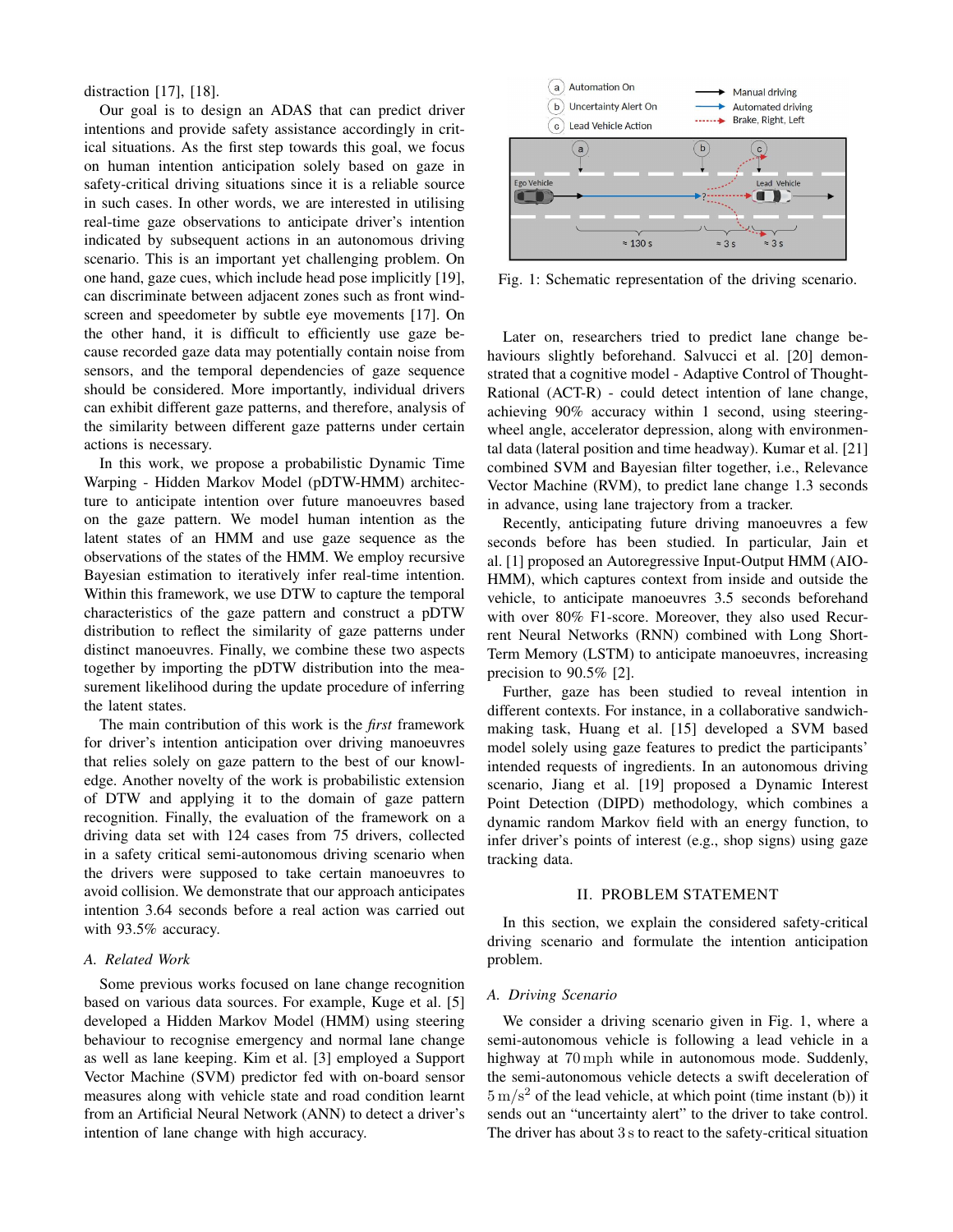distraction [17], [18].

Our goal is to design an ADAS that can predict driver intentions and provide safety assistance accordingly in critical situations. As the first step towards this goal, we focus on human intention anticipation solely based on gaze in safety-critical driving situations since it is a reliable source in such cases. In other words, we are interested in utilising real-time gaze observations to anticipate driver's intention indicated by subsequent actions in an autonomous driving scenario. This is an important yet challenging problem. On one hand, gaze cues, which include head pose implicitly [19], can discriminate between adjacent zones such as front windscreen and speedometer by subtle eye movements [17]. On the other hand, it is difficult to efficiently use gaze because recorded gaze data may potentially contain noise from sensors, and the temporal dependencies of gaze sequence should be considered. More importantly, individual drivers can exhibit different gaze patterns, and therefore, analysis of the similarity between different gaze patterns under certain actions is necessary.

In this work, we propose a probabilistic Dynamic Time Warping - Hidden Markov Model (pDTW-HMM) architecture to anticipate intention over future manoeuvres based on the gaze pattern. We model human intention as the latent states of an HMM and use gaze sequence as the observations of the states of the HMM. We employ recursive Bayesian estimation to iteratively infer real-time intention. Within this framework, we use DTW to capture the temporal characteristics of the gaze pattern and construct a pDTW distribution to reflect the similarity of gaze patterns under distinct manoeuvres. Finally, we combine these two aspects together by importing the pDTW distribution into the measurement likelihood during the update procedure of inferring the latent states.

The main contribution of this work is the *first* framework for driver's intention anticipation over driving manoeuvres that relies solely on gaze pattern to the best of our knowledge. Another novelty of the work is probabilistic extension of DTW and applying it to the domain of gaze pattern recognition. Finally, the evaluation of the framework on a driving data set with 124 cases from 75 drivers, collected in a safety critical semi-autonomous driving scenario when the drivers were supposed to take certain manoeuvres to avoid collision. We demonstrate that our approach anticipates intention 3.64 seconds before a real action was carried out with 93.5% accuracy.

### *A. Related Work*

Some previous works focused on lane change recognition based on various data sources. For example, Kuge et al. [5] developed a Hidden Markov Model (HMM) using steering behaviour to recognise emergency and normal lane change as well as lane keeping. Kim et al. [3] employed a Support Vector Machine (SVM) predictor fed with on-board sensor measures along with vehicle state and road condition learnt from an Artificial Neural Network (ANN) to detect a driver's intention of lane change with high accuracy.

Fig. 1: Schematic representation of the driving scenario.

Later on, researchers tried to predict lane change behaviours slightly beforehand. Salvucci et al. [20] demonstrated that a cognitive model - Adaptive Control of Thought-Rational (ACT-R) - could detect intention of lane change, achieving 90% accuracy within 1 second, using steering-wheel angle, accelerator depression, along with environmental data (lateral position and time headway). Kumar et al. [21] combined SVM and Bayesian filter together, i.e., Relevance Vector Machine (RVM), to predict lane change 1.3 seconds in advance, using lane trajectory from a tracker.

Recently, anticipating future driving manoeuvres a few seconds before has been studied. In particular, Jain et al. [1] proposed an Autoregressive Input-Output HMM (AIO-HMM), which captures context from inside and outside the vehicle, to anticipate manoeuvres 3.5 seconds beforehand with over 80% F1-score. Moreover, they also used Recurrent Neural Networks (RNN) combined with Long Short-Term Memory (LSTM) to anticipate manoeuvres, increasing precision to 90.5% [2].

Further, gaze has been studied to reveal intention in different contexts. For instance, in a collaborative sandwich-making task, Huang et al. [15] developed a SVM based model solely using gaze features to predict the participants' intended requests of ingredients. In an autonomous driving scenario, Jiang et al. [19] proposed a Dynamic Interest Point Detection (DIPD) methodology, which combines a dynamic random Markov field with an energy function, to infer driver's points of interest (e.g., shop signs) using gaze tracking data.

## II. PROBLEM STATEMENT

In this section, we explain the considered safety-critical driving scenario and formulate the intention anticipation problem.

### *A. Driving Scenario*

We consider a driving scenario given in Fig. 1, where a semi-autonomous vehicle is following a lead vehicle in a highway at $70\,\mathrm{mph}$ while in autonomous mode. Suddenly, the semi-autonomous vehicle detects a swift deceleration of $5\,\mathrm{m/s^2}$ of the lead vehicle, at which point (time instant (b)) it sends out an "uncertainty alert" to the driver to take control. The driver has about $3\,\mathrm{s}$ to react to the safety-critical situation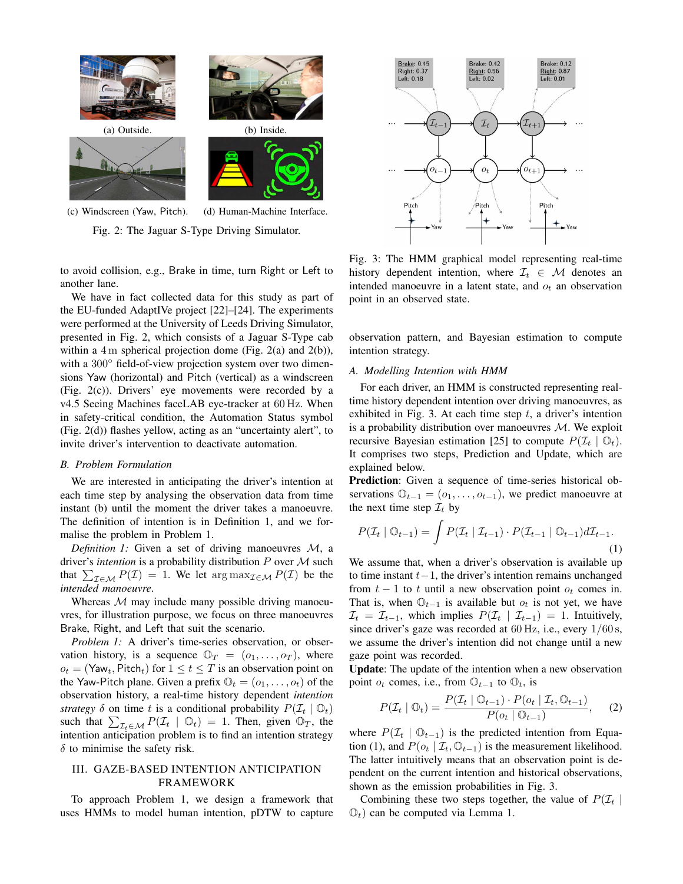(a) Outside.

(b) Inside.

(c) Windscreen (Yaw, Pitch).

(d) Human-Machine Interface.

Fig. 2: The Jaguar S-Type Driving Simulator.

to avoid collision, e.g., Brake in time, turn Right or Left to another lane.

We have in fact collected data for this study as part of the EU-funded AdaptIVe project [22]–[24]. The experiments were performed at the University of Leeds Driving Simulator, presented in Fig. 2, which consists of a Jaguar S-Type cab within a 4 m spherical projection dome (Fig. 2(a) and 2(b)), with a 300° field-of-view projection system over two dimensions Yaw (horizontal) and Pitch (vertical) as a windscreen (Fig. 2(c)). Drivers' eye movements were recorded by a v4.5 Seeing Machines faceLAB eye-tracker at 60 Hz. When in safety-critical condition, the Automation Status symbol (Fig. 2(d)) flashes yellow, acting as an "uncertainty alert", to invite driver's intervention to deactivate automation.

### B. Problem Formulation

We are interested in anticipating the driver's intention at each time step by analysing the observation data from time instant (b) until the moment the driver takes a manoeuvre. The definition of intention is in Definition 1, and we formalise the problem in Problem 1.

*Definition 1:* Given a set of driving manoeuvres $\mathcal{M}$, a driver's *intention* is a probability distribution $P$ over $\mathcal{M}$ such that $\sum_{\mathcal{I}\in\mathcal{M}} P(\mathcal{I}) = 1$. We let $\arg\max_{\mathcal{I}\in\mathcal{M}} P(\mathcal{I})$ be the *intended manoeuvre*.

Whereas $\mathcal{M}$ may include many possible driving manoeuvres, for illustration purpose, we focus on three manoeuvres Brake, Right, and Left that suit the scenario.

*Problem 1:* A driver's time-series observation, or observation history, is a sequence $\mathbb{O}_T = (o_1, \ldots, o_T)$, where $o_t = (\mathsf{Yaw}_t, \mathsf{Pitch}_t)$ for $1 \le t \le T$ is an observation point on the Yaw-Pitch plane. Given a prefix $\mathbb{O}_t = (o_1, \ldots, o_t)$ of the observation history, a real-time history dependent *intention strategy* $\delta$ on time $t$ is a conditional probability $P(\mathcal{I}_t \mid \mathbb{O}_t)$ such that $\sum_{\mathcal{I}_t\in\mathcal{M}} P(\mathcal{I}_t \mid \mathbb{O}_t) = 1$. Then, given $\mathbb{O}_T$, the intention anticipation problem is to find an intention strategy $\delta$ to minimise the safety risk.

## III. Gaze-Based Intention Anticipation Framework

To approach Problem 1, we design a framework that uses HMMs to model human intention, pDTW to capture observation pattern, and Bayesian estimation to compute intention strategy.

Fig. 3: The HMM graphical model representing real-time history dependent intention, where $\mathcal{I}_t \in \mathcal{M}$ denotes an intended manoeuvre in a latent state, and $o_t$ an observation point in an observed state.

### A. Modelling Intention with HMM

For each driver, an HMM is constructed representing real-time history dependent intention over driving manoeuvres, as exhibited in Fig. 3. At each time step $t$, a driver's intention is a probability distribution over manoeuvres $\mathcal{M}$. We exploit recursive Bayesian estimation [25] to compute $P(\mathcal{I}_t \mid \mathbb{O}_t)$. It comprises two steps, Prediction and Update, which are explained below.

**Prediction**: Given a sequence of time-series historical observations $\mathbb{O}_{t-1} = (o_1, \ldots, o_{t-1})$, we predict manoeuvre at the next time step $\mathcal{I}_t$ by

$$P(\mathcal{I}_t \mid \mathbb{O}_{t-1}) = \int P(\mathcal{I}_t \mid \mathcal{I}_{t-1}) \cdot P(\mathcal{I}_{t-1} \mid \mathbb{O}_{t-1}) d\mathcal{I}_{t-1}. \tag{1}$$

We assume that, when a driver's observation is available up to time instant $t-1$, the driver's intention remains unchanged from $t-1$ to $t$ until a new observation point $o_t$ comes in. That is, when $\mathbb{O}_{t-1}$ is available but $o_t$ is not yet, we have $\mathcal{I}_t = \mathcal{I}_{t-1}$, which implies $P(\mathcal{I}_t \mid \mathcal{I}_{t-1}) = 1$. Intuitively, since driver's gaze was recorded at 60 Hz, i.e., every 1/60 s, we assume the driver's intention did not change until a new gaze point was recorded.

**Update**: The update of the intention when a new observation point $o_t$ comes, i.e., from $\mathbb{O}_{t-1}$ to $\mathbb{O}_t$, is

$$P(\mathcal{I}_t \mid \mathbb{O}_t) = \frac{P(\mathcal{I}_t \mid \mathbb{O}_{t-1}) \cdot P(o_t \mid \mathcal{I}_t, \mathbb{O}_{t-1})}{P(o_t \mid \mathbb{O}_{t-1})}, \tag{2}$$

where $P(\mathcal{I}_t \mid \mathbb{O}_{t-1})$ is the predicted intention from Equation (1), and $P(o_t \mid \mathcal{I}_t, \mathbb{O}_{t-1})$ is the measurement likelihood. The latter intuitively means that an observation point is dependent on the current intention and historical observations, shown as the emission probabilities in Fig. 3.

Combining these two steps together, the value of $P(\mathcal{I}_t \mid \mathbb{O}_t)$ can be computed via Lemma 1.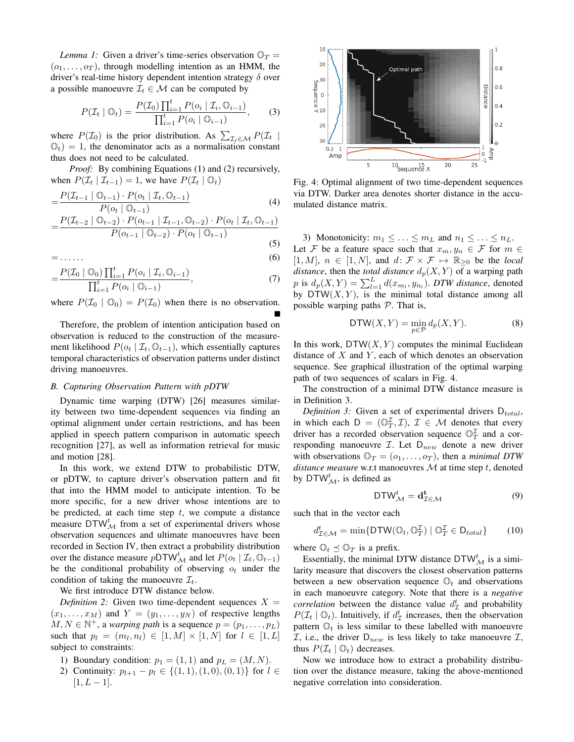*Lemma 1:* Given a driver's time-series observation $\mathbb{O}_T = (o_1, \ldots, o_T)$, through modelling intention as an HMM, the driver's real-time history dependent intention strategy $\delta$ over a possible manoeuvre $\mathcal{I}_t \in \mathcal{M}$ can be computed by

$$P(\mathcal{I}_t \mid \mathbb{O}_t) = \frac{P(\mathcal{I}_0) \prod_{i=1}^{t} P(o_i \mid \mathcal{I}_i, \mathbb{O}_{i-1})}{\prod_{i=1}^{t} P(o_i \mid \mathbb{O}_{i-1})}, \tag{3}$$

where $P(\mathcal{I}_0)$ is the prior distribution. As $\sum_{\mathcal{I}_t \in \mathcal{M}} P(\mathcal{I}_t \mid \mathbb{O}_t) = 1$, the denominator acts as a normalisation constant thus does not need to be calculated.

*Proof:* By combining Equations (1) and (2) recursively, when $P(\mathcal{I}_t \mid \mathcal{I}_{t-1}) = 1$, we have $P(\mathcal{I}_t \mid \mathbb{O}_t)$

$$= \frac{P(\mathcal{I}_{t-1} \mid \mathbb{O}_{t-1}) \cdot P(o_t \mid \mathcal{I}_t, \mathbb{O}_{t-1})}{P(o_t \mid \mathbb{O}_{t-1})} \tag{4}$$

$$= \frac{P(\mathcal{I}_{t-2} \mid \mathbb{O}_{t-2}) \cdot P(o_{t-1} \mid \mathcal{I}_{t-1}, \mathbb{O}_{t-2}) \cdot P(o_t \mid \mathcal{I}_t, \mathbb{O}_{t-1})}{P(o_{t-1} \mid \mathbb{O}_{t-2}) \cdot P(o_t \mid \mathbb{O}_{t-1})} \tag{5}$$

$$= \ldots\ldots \tag{6}$$

$$= \frac{P(\mathcal{I}_0 \mid \mathbb{O}_0) \prod_{i=1}^{t} P(o_i \mid \mathcal{I}_i, \mathbb{O}_{i-1})}{\prod_{i=1}^{t} P(o_i \mid \mathbb{O}_{i-1})}, \tag{7}$$

where $P(\mathcal{I}_0 \mid \mathbb{O}_0) = P(\mathcal{I}_0)$ when there is no observation. ∎

Therefore, the problem of intention anticipation based on observation is reduced to the construction of the measurement likelihood $P(o_t \mid \mathcal{I}_t, \mathbb{O}_{t-1})$, which essentially captures temporal characteristics of observation patterns under distinct driving manoeuvres.

### B. Capturing Observation Pattern with pDTW

Dynamic time warping (DTW) [26] measures similarity between two time-dependent sequences via finding an optimal alignment under certain restrictions, and has been applied in speech pattern comparison in automatic speech recognition [27], as well as information retrieval for music and motion [28].

In this work, we extend DTW to probabilistic DTW, or pDTW, to capture driver's observation pattern and fit that into the HMM model to anticipate intention. To be more specific, for a new driver whose intentions are to be predicted, at each time step $t$, we compute a distance measure $\mathsf{DTW}^t_{\mathcal{M}}$ from a set of experimental drivers whose observation sequences and ultimate manoeuvres have been recorded in Section IV, then extract a probability distribution over the distance measure $p\mathsf{DTW}^t_{\mathcal{M}}$ and let $P(o_t \mid \mathcal{I}_t, \mathbb{O}_{t-1})$ be the conditional probability of observing $o_t$ under the condition of taking the manoeuvre $\mathcal{I}_t$.

We first introduce DTW distance below.

*Definition 2:* Given two time-dependent sequences $X = (x_1, \ldots, x_M)$ and $Y = (y_1, \ldots, y_N)$ of respective lengths $M, N \in \mathbb{N}^+$, a *warping path* is a sequence $p = (p_1, \ldots, p_L)$ such that $p_l = (m_l, n_l) \in [1, M] \times [1, N]$ for $l \in [1, L]$ subject to constraints:

1) Boundary condition: $p_1 = (1, 1)$ and $p_L = (M, N)$.
2) Continuity: $p_{l+1} - p_l \in \{(1, 1), (1, 0), (0, 1)\}$ for $l \in [1, L-1]$.
3) Monotonicity: $m_1 \le \ldots \le m_L$ and $n_1 \le \ldots \le n_L$.

Let $\mathcal{F}$ be a feature space such that $x_m, y_n \in \mathcal{F}$ for $m \in [1, M]$, $n \in [1, N]$, and $d \colon \mathcal{F} \times \mathcal{F} \mapsto \mathbb{R}_{\ge 0}$ be the *local distance*, then the *total distance* $d_p(X, Y)$ of a warping path $p$ is $d_p(X, Y) = \sum_{l=1}^{L} d(x_{m_l}, y_{n_l})$. ***DTW** distance*, denoted by $\mathsf{DTW}(X, Y)$, is the minimal total distance among all possible warping paths $\mathcal{P}$. That is,

$$\mathsf{DTW}(X, Y) = \min_{p \in \mathcal{P}} d_p(X, Y). \tag{8}$$

In this work, $\mathsf{DTW}(X, Y)$ computes the minimal Euclidean distance of $X$ and $Y$, each of which denotes an observation sequence. See graphical illustration of the optimal warping path of two sequences of scalars in Fig. 4.

Fig. 4: Optimal alignment of two time-dependent sequences via DTW. Darker area denotes shorter distance in the accumulated distance matrix.

The construction of a minimal DTW distance measure is in Definition 3.

*Definition 3:* Given a set of experimental drivers $\mathsf{D}_{total}$, in which each $\mathsf{D} = (\mathbb{O}^{\mathcal{I}}_T, \mathcal{I})$, $\mathcal{I} \in \mathcal{M}$ denotes that every driver has a recorded observation sequence $\mathbb{O}^{\mathcal{I}}_T$ and a corresponding manoeuvre $\mathcal{I}$. Let $\mathsf{D}_{new}$ denote a new driver with observations $\mathbb{O}_T = (o_1, \ldots, o_T)$, then a *minimal DTW distance measure* w.r.t manoeuvres $\mathcal{M}$ at time step $t$, denoted by $\mathsf{DTW}^t_{\mathcal{M}}$, is defined as

$$\mathsf{DTW}^t_{\mathcal{M}} = \mathbf{d}^{\mathbf{t}}_{\mathcal{I} \in \mathcal{M}} \tag{9}$$

such that in the vector each

$$d^t_{\mathcal{I} \in \mathcal{M}} = \min\{\mathsf{DTW}(\mathbb{O}_t, \mathbb{O}^{\mathcal{I}}_T) \mid \mathbb{O}^{\mathcal{I}}_T \in \mathsf{D}_{total}\} \tag{10}$$

where $\mathbb{O}_t \preceq \mathbb{O}_T$ is a prefix.

Essentially, the minimal DTW distance $\mathsf{DTW}^t_{\mathcal{M}}$ is a similarity measure that discovers the closest observation patterns between a new observation sequence $\mathbb{O}_t$ and observations in each manoeuvre category. Note that there is a *negative correlation* between the distance value $d^t_{\mathcal{I}}$ and probability $P(\mathcal{I}_t \mid \mathbb{O}_t)$. Intuitively, if $d^t_{\mathcal{I}}$ increases, then the observation pattern $\mathbb{O}_t$ is less similar to these labelled with manoeuvre $\mathcal{I}$, i.e., the driver $\mathsf{D}_{new}$ is less likely to take manoeuvre $\mathcal{I}$, thus $P(\mathcal{I}_t \mid \mathbb{O}_t)$ decreases.

Now we introduce how to extract a probability distribution over the distance measure, taking the above-mentioned negative correlation into consideration.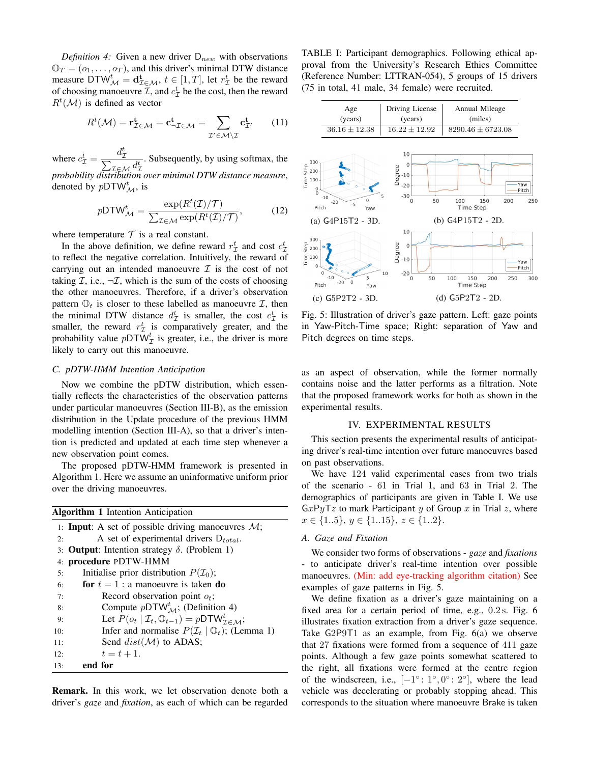*Definition 4:* Given a new driver $\mathsf{D}_{new}$ with observations $\mathbb{O}_T = (o_1, \ldots, o_T)$, and this driver's minimal DTW distance measure $\mathsf{DTW}^t_{\mathcal{M}} = \mathbf{d}^{\mathbf{t}}_{\mathcal{I}\in\mathcal{M}}$, $t \in [1, T]$, let $r^t_{\mathcal{I}}$ be the reward of choosing manoeuvre $\mathcal{I}$, and $c^t_{\mathcal{I}}$ be the cost, then the reward $R^t(\mathcal{M})$ is defined as vector

$$R^t(\mathcal{M}) = \mathbf{r}^{\mathbf{t}}_{\mathcal{I}\in\mathcal{M}} = \mathbf{c}^{\mathbf{t}}_{\neg\mathcal{I}\in\mathcal{M}} = \sum_{\mathcal{I}'\in\mathcal{M}\setminus\mathcal{I}} \mathbf{c}^{\mathbf{t}}_{\mathcal{I}'} \tag{11}$$

where $c^t_{\mathcal{I}} = \frac{d^t_{\mathcal{I}}}{\sum_{\mathcal{I}\in\mathcal{M}} d^t_{\mathcal{I}}}$. Subsequently, by using softmax, the *probability distribution over minimal DTW distance measure*, denoted by $p\mathsf{DTW}^t_{\mathcal{M}}$, is

$$p\mathsf{DTW}^t_{\mathcal{M}} = \frac{\exp(R^t(\mathcal{I})/\mathcal{T})}{\sum_{\mathcal{I}\in\mathcal{M}} \exp(R^t(\mathcal{I})/\mathcal{T})}, \tag{12}$$

where temperature $\mathcal{T}$ is a real constant.

In the above definition, we define reward $r^t_{\mathcal{I}}$ and cost $c^t_{\mathcal{I}}$ to reflect the negative correlation. Intuitively, the reward of carrying out an intended manoeuvre $\mathcal{I}$ is the cost of not taking $\mathcal{I}$, i.e., $\neg\mathcal{I}$, which is the sum of the costs of choosing the other manoeuvres. Therefore, if a driver's observation pattern $\mathbb{O}_t$ is closer to those labelled as manoeuvre $\mathcal{I}$, then the minimal DTW distance $d^t_{\mathcal{I}}$ is smaller, the cost $c^t_{\mathcal{I}}$ is smaller, the reward $r^t_{\mathcal{I}}$ is comparatively greater, and the probability value $p\mathsf{DTW}^t_{\mathcal{I}}$ is greater, i.e., the driver is more likely to carry out this manoeuvre.

### C. pDTW-HMM Intention Anticipation

Now we combine the pDTW distribution, which essentially reflects the characteristics of the observation patterns under particular manoeuvres (Section III-B), as the emission distribution in the Update procedure of the previous HMM modelling intention (Section III-A), so that a driver's intention is predicted and updated at each time step whenever a new observation point comes.

The proposed pDTW-HMM framework is presented in Algorithm 1. Here we assume an uninformative uniform prior over the driving manoeuvres.

**Algorithm 1** Intention Anticipation

```
 1: Input: A set of possible driving manoeuvres M;
 2:        A set of experimental drivers D_total.
 3: Output: Intention strategy δ. (Problem 1)
 4: procedure PDTW-HMM
 5:     Initialise prior distribution P(I_0);
 6:     for t = 1 : a manoeuvre is taken do
 7:         Record observation point o_t;
 8:         Compute pDTW^t_M; (Definition 4)
 9:         Let P(o_t | I_t, O_{t-1}) = pDTW^t_{I∈M};
10:         Infer and normalise P(I_t | O_t); (Lemma 1)
11:         Send dist(M) to ADAS;
12:         t = t + 1.
13:     end for
```

**Remark.** In this work, we let observation denote both a driver's *gaze* and *fixation*, as each of which can be regarded as an aspect of observation, while the former normally contains noise and the latter performs as a filtration. Note that the proposed framework works for both as shown in the experimental results.

TABLE I: Participant demographics. Following ethical approval from the University's Research Ethics Committee (Reference Number: LTTRAN-054), 5 groups of 15 drivers (75 in total, 41 male, 34 female) were recruited.

| Age (years) | Driving License (years) | Annual Mileage (miles) |
|---|---|---|
| $36.16 \pm 12.38$ | $16.22 \pm 12.92$ | $8290.46 \pm 6723.08$ |

(a) G4P15T2 - 3D. (b) G4P15T2 - 2D. (c) G5P2T2 - 3D. (d) G5P2T2 - 2D.

Fig. 5: Illustration of driver's gaze pattern. Left: gaze points in Yaw-Pitch-Time space; Right: separation of Yaw and Pitch degrees on time steps.

## IV. EXPERIMENTAL RESULTS

This section presents the experimental results of anticipating driver's real-time intention over future manoeuvres based on past observations.

We have 124 valid experimental cases from two trials of the scenario - 61 in Trial 1, and 63 in Trial 2. The demographics of participants are given in Table I. We use G$x$P$y$T$z$ to mark Participant $y$ of Group $x$ in Trial $z$, where $x \in \{1..5\}$, $y \in \{1..15\}$, $z \in \{1..2\}$.

### A. Gaze and Fixation

We consider two forms of observations - *gaze* and *fixations* - to anticipate driver's real-time intention over possible manoeuvres. (Min: add eye-tracking algorithm citation) See examples of gaze patterns in Fig. 5.

We define fixation as a driver's gaze maintaining on a fixed area for a certain period of time, e.g., 0.2 s. Fig. 6 illustrates fixation extraction from a driver's gaze sequence. Take G2P9T1 as an example, from Fig. 6(a) we observe that 27 fixations were formed from a sequence of 411 gaze points. Although a few gaze points somewhat scattered to the right, all fixations were formed at the centre region of the windscreen, i.e., $[-1°: 1°, 0°: 2°]$, where the lead vehicle was decelerating or probably stopping ahead. This corresponds to the situation where manoeuvre Brake is taken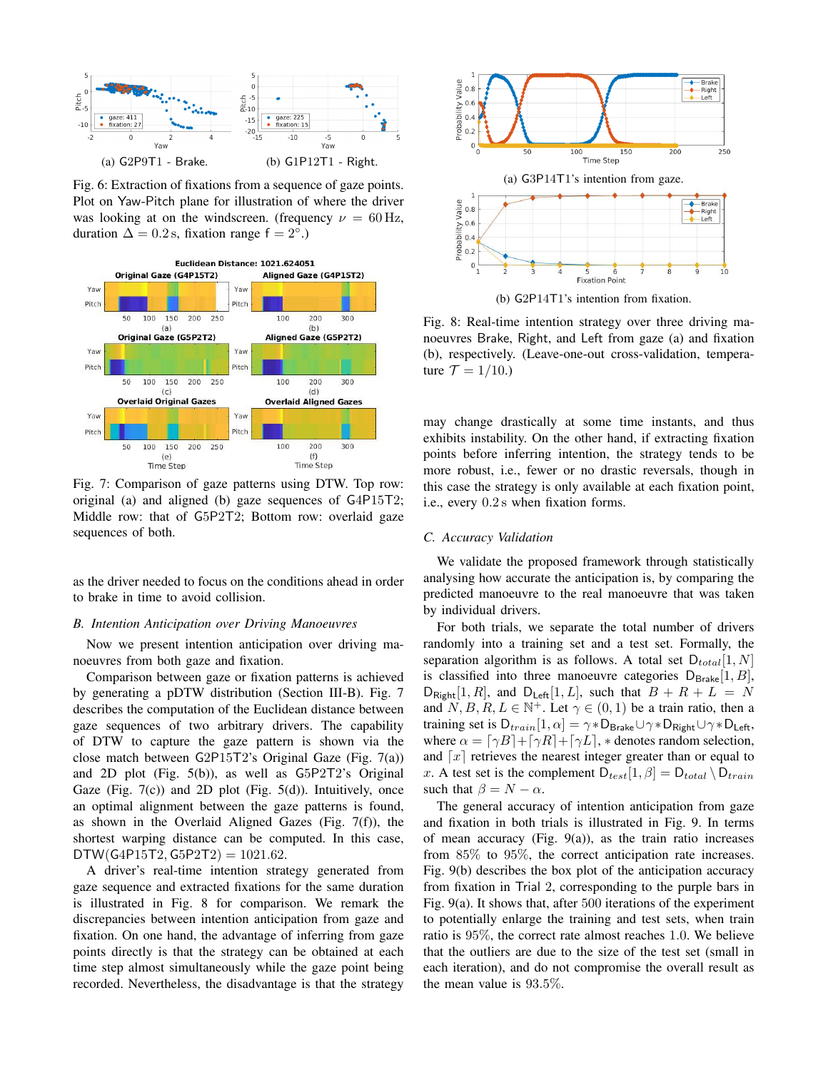(a) G2P9T1 - Brake.

(b) G1P12T1 - Right.

Fig. 6: Extraction of fixations from a sequence of gaze points. Plot on Yaw-Pitch plane for illustration of where the driver was looking at on the windscreen. (frequency $\nu = 60\,\text{Hz}$, duration $\Delta = 0.2\,\text{s}$, fixation range $\text{f} = 2°$.)

Fig. 7: Comparison of gaze patterns using DTW. Top row: original (a) and aligned (b) gaze sequences of G4P15T2; Middle row: that of G5P2T2; Bottom row: overlaid gaze sequences of both.

as the driver needed to focus on the conditions ahead in order to brake in time to avoid collision.

### B. Intention Anticipation over Driving Manoeuvres

Now we present intention anticipation over driving manoeuvres from both gaze and fixation.

Comparison between gaze or fixation patterns is achieved by generating a pDTW distribution (Section III-B). Fig. 7 describes the computation of the Euclidean distance between gaze sequences of two arbitrary drivers. The capability of DTW to capture the gaze pattern is shown via the close match between G2P15T2's Original Gaze (Fig. 7(a)) and 2D plot (Fig. 5(b)), as well as G5P2T2's Original Gaze (Fig. 7(c)) and 2D plot (Fig. 5(d)). Intuitively, once an optimal alignment between the gaze patterns is found, as shown in the Overlaid Aligned Gazes (Fig. 7(f)), the shortest warping distance can be computed. In this case, $\text{DTW}(\text{G4P15T2}, \text{G5P2T2}) = 1021.62$.

A driver's real-time intention strategy generated from gaze sequence and extracted fixations for the same duration is illustrated in Fig. 8 for comparison. We remark the discrepancies between intention anticipation from gaze and fixation. On one hand, the advantage of inferring from gaze points directly is that the strategy can be obtained at each time step almost simultaneously while the gaze point being recorded. Nevertheless, the disadvantage is that the strategy may change drastically at some time instants, and thus exhibits instability. On the other hand, if extracting fixation points before inferring intention, the strategy tends to be more robust, i.e., fewer or no drastic reversals, though in this case the strategy is only available at each fixation point, i.e., every $0.2\,\text{s}$ when fixation forms.

(a) G3P14T1's intention from gaze.

(b) G2P14T1's intention from fixation.

Fig. 8: Real-time intention strategy over three driving manoeuvres Brake, Right, and Left from gaze (a) and fixation (b), respectively. (Leave-one-out cross-validation, temperature $\mathcal{T} = 1/10$.)

### C. Accuracy Validation

We validate the proposed framework through statistically analysing how accurate the anticipation is, by comparing the predicted manoeuvre to the real manoeuvre that was taken by individual drivers.

For both trials, we separate the total number of drivers randomly into a training set and a test set. Formally, the separation algorithm is as follows. A total set $\text{D}_{total}[1, N]$ is classified into three manoeuvre categories $\text{D}_{\text{Brake}}[1, B]$, $\text{D}_{\text{Right}}[1, R]$, and $\text{D}_{\text{Left}}[1, L]$, such that $B + R + L = N$ and $N, B, R, L \in \mathbb{N}^{+}$. Let $\gamma \in (0, 1)$ be a train ratio, then a training set is $\text{D}_{train}[1, \alpha] = \gamma * \text{D}_{\text{Brake}} \cup \gamma * \text{D}_{\text{Right}} \cup \gamma * \text{D}_{\text{Left}}$, where $\alpha = \lceil \gamma B \rceil + \lceil \gamma R \rceil + \lceil \gamma L \rceil$, $*$ denotes random selection, and $\lceil x \rceil$ retrieves the nearest integer greater than or equal to $x$. A test set is the complement $\text{D}_{test}[1, \beta] = \text{D}_{total} \setminus \text{D}_{train}$ such that $\beta = N - \alpha$.

The general accuracy of intention anticipation from gaze and fixation in both trials is illustrated in Fig. 9. In terms of mean accuracy (Fig. 9(a)), as the train ratio increases from 85% to 95%, the correct anticipation rate increases. Fig. 9(b) describes the box plot of the anticipation accuracy from fixation in Trial 2, corresponding to the purple bars in Fig. 9(a). It shows that, after 500 iterations of the experiment to potentially enlarge the training and test sets, when train ratio is 95%, the correct rate almost reaches 1.0. We believe that the outliers are due to the size of the test set (small in each iteration), and do not compromise the overall result as the mean value is 93.5%.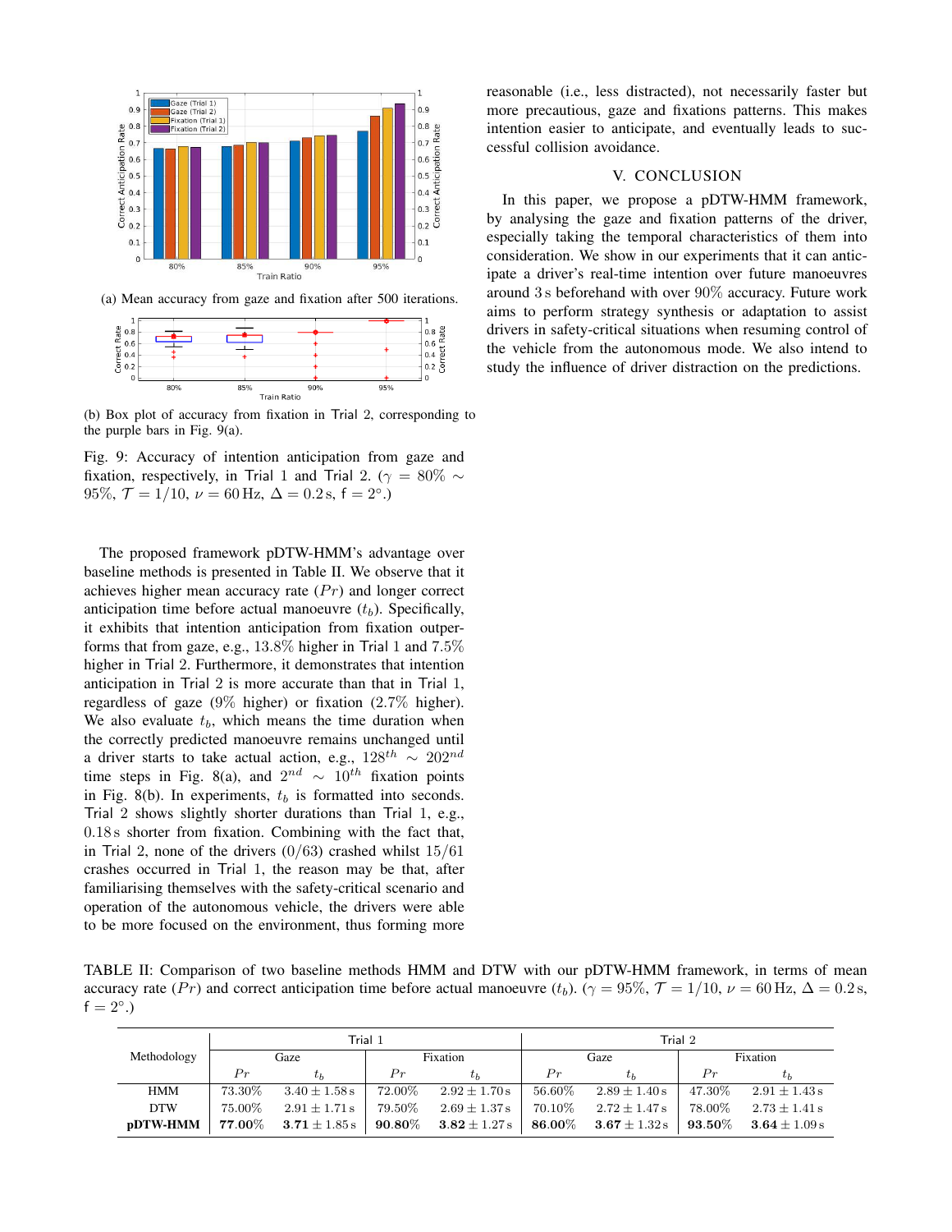(a) Mean accuracy from gaze and fixation after 500 iterations.

(b) Box plot of accuracy from fixation in Trial 2, corresponding to the purple bars in Fig. 9(a).

Fig. 9: Accuracy of intention anticipation from gaze and fixation, respectively, in Trial 1 and Trial 2. ($\gamma = 80\% \sim 95\%$, $\mathcal{T} = 1/10$, $\nu = 60\,\text{Hz}$, $\Delta = 0.2\,\text{s}$, $\mathsf{f} = 2°$.)

The proposed framework pDTW-HMM's advantage over baseline methods is presented in Table II. We observe that it achieves higher mean accuracy rate ($Pr$) and longer correct anticipation time before actual manoeuvre ($t_b$). Specifically, it exhibits that intention anticipation from fixation outperforms that from gaze, e.g., $13.8\%$ higher in Trial 1 and $7.5\%$ higher in Trial 2. Furthermore, it demonstrates that intention anticipation in Trial 2 is more accurate than that in Trial 1, regardless of gaze ($9\%$ higher) or fixation ($2.7\%$ higher). We also evaluate $t_b$, which means the time duration when the correctly predicted manoeuvre remains unchanged until a driver starts to take actual action, e.g., $128^{th} \sim 202^{nd}$ time steps in Fig. 8(a), and $2^{nd} \sim 10^{th}$ fixation points in Fig. 8(b). In experiments, $t_b$ is formatted into seconds. Trial 2 shows slightly shorter durations than Trial 1, e.g., $0.18\,\text{s}$ shorter from fixation. Combining with the fact that, in Trial 2, none of the drivers ($0/63$) crashed whilst $15/61$ crashes occurred in Trial 1, the reason may be that, after familiarising themselves with the safety-critical scenario and operation of the autonomous vehicle, the drivers were able to be more focused on the environment, thus forming more reasonable (i.e., less distracted), not necessarily faster but more precautious, gaze and fixations patterns. This makes intention easier to anticipate, and eventually leads to successful collision avoidance.

## V. CONCLUSION

In this paper, we propose a pDTW-HMM framework, by analysing the gaze and fixation patterns of the driver, especially taking the temporal characteristics of them into consideration. We show in our experiments that it can anticipate a driver's real-time intention over future manoeuvres around $3\,\text{s}$ beforehand with over $90\%$ accuracy. Future work aims to perform strategy synthesis or adaptation to assist drivers in safety-critical situations when resuming control of the vehicle from the autonomous mode. We also intend to study the influence of driver distraction on the predictions.

TABLE II: Comparison of two baseline methods HMM and DTW with our pDTW-HMM framework, in terms of mean accuracy rate ($Pr$) and correct anticipation time before actual manoeuvre ($t_b$). ($\gamma = 95\%$, $\mathcal{T} = 1/10$, $\nu = 60\,\text{Hz}$, $\Delta = 0.2\,\text{s}$, $\mathsf{f} = 2°$.)

| Methodology | Trial 1 | | | | Trial 2 | | | |
|---|---|---|---|---|---|---|---|---|
| | Gaze | | Fixation | | Gaze | | Fixation | |
| | $Pr$ | $t_b$ | $Pr$ | $t_b$ | $Pr$ | $t_b$ | $Pr$ | $t_b$ |
| HMM | $73.30\%$ | $3.40 \pm 1.58\,\text{s}$ | $72.00\%$ | $2.92 \pm 1.70\,\text{s}$ | $56.60\%$ | $2.89 \pm 1.40\,\text{s}$ | $47.30\%$ | $2.91 \pm 1.43\,\text{s}$ |
| DTW | $75.00\%$ | $2.91 \pm 1.71\,\text{s}$ | $79.50\%$ | $2.69 \pm 1.37\,\text{s}$ | $70.10\%$ | $2.72 \pm 1.47\,\text{s}$ | $78.00\%$ | $2.73 \pm 1.41\,\text{s}$ |
| **pDTW-HMM** | $\mathbf{77.00\%}$ | $\mathbf{3.71} \pm 1.85\,\text{s}$ | $\mathbf{90.80\%}$ | $\mathbf{3.82} \pm 1.27\,\text{s}$ | $\mathbf{86.00\%}$ | $\mathbf{3.67} \pm 1.32\,\text{s}$ | $\mathbf{93.50\%}$ | $\mathbf{3.64} \pm 1.09\,\text{s}$ |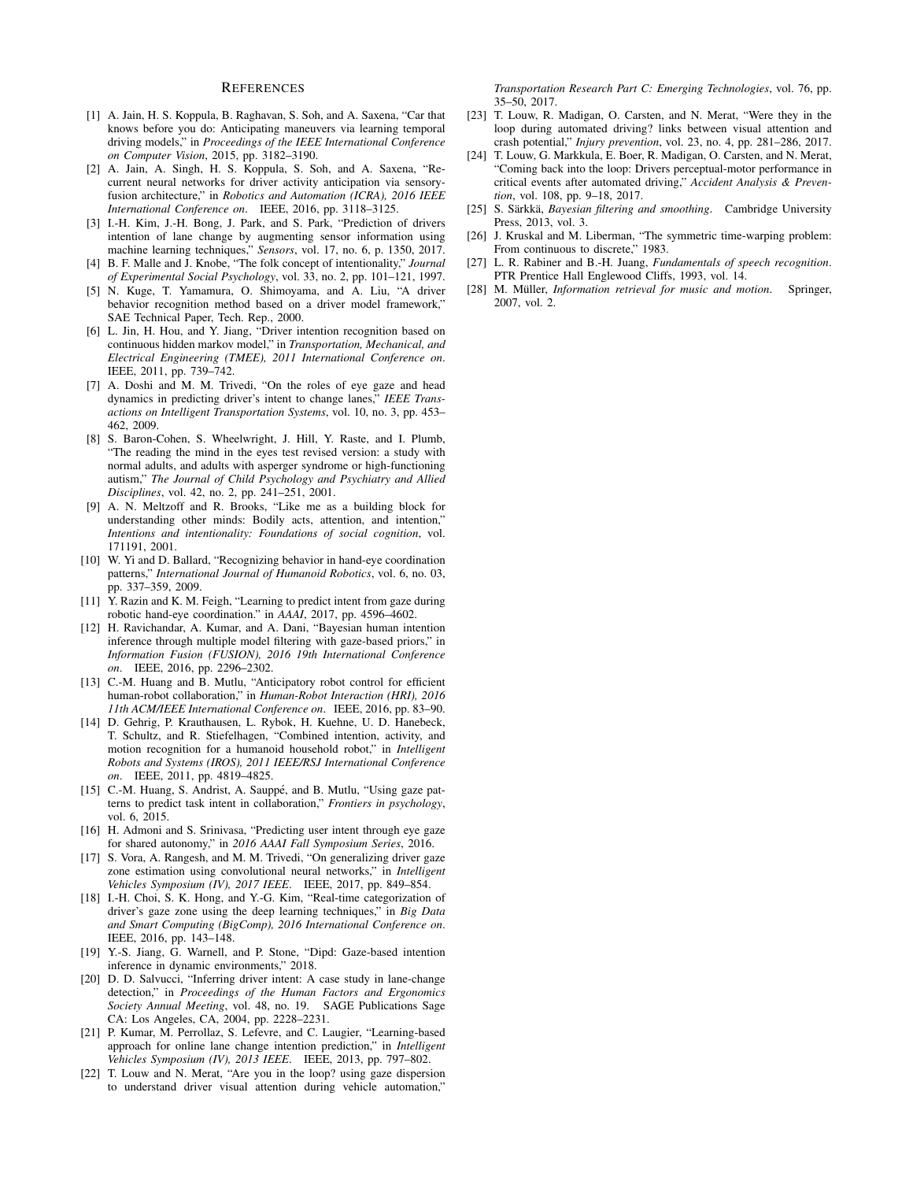## REFERENCES

[1] A. Jain, H. S. Koppula, B. Raghavan, S. Soh, and A. Saxena, "Car that knows before you do: Anticipating maneuvers via learning temporal driving models," in *Proceedings of the IEEE International Conference on Computer Vision*, 2015, pp. 3182–3190.

[2] A. Jain, A. Singh, H. S. Koppula, S. Soh, and A. Saxena, "Recurrent neural networks for driver activity anticipation via sensory-fusion architecture," in *Robotics and Automation (ICRA), 2016 IEEE International Conference on*. IEEE, 2016, pp. 3118–3125.

[3] I.-H. Kim, J.-H. Bong, J. Park, and S. Park, "Prediction of drivers intention of lane change by augmenting sensor information using machine learning techniques," *Sensors*, vol. 17, no. 6, p. 1350, 2017.

[4] B. F. Malle and J. Knobe, "The folk concept of intentionality," *Journal of Experimental Social Psychology*, vol. 33, no. 2, pp. 101–121, 1997.

[5] N. Kuge, T. Yamamura, O. Shimoyama, and A. Liu, "A driver behavior recognition method based on a driver model framework," SAE Technical Paper, Tech. Rep., 2000.

[6] L. Jin, H. Hou, and Y. Jiang, "Driver intention recognition based on continuous hidden markov model," in *Transportation, Mechanical, and Electrical Engineering (TMEE), 2011 International Conference on*. IEEE, 2011, pp. 739–742.

[7] A. Doshi and M. M. Trivedi, "On the roles of eye gaze and head dynamics in predicting driver's intent to change lanes," *IEEE Transactions on Intelligent Transportation Systems*, vol. 10, no. 3, pp. 453–462, 2009.

[8] S. Baron-Cohen, S. Wheelwright, J. Hill, Y. Raste, and I. Plumb, "The reading the mind in the eyes test revised version: a study with normal adults, and adults with asperger syndrome or high-functioning autism," *The Journal of Child Psychology and Psychiatry and Allied Disciplines*, vol. 42, no. 2, pp. 241–251, 2001.

[9] A. N. Meltzoff and R. Brooks, "Like me as a building block for understanding other minds: Bodily acts, attention, and intention," *Intentions and intentionality: Foundations of social cognition*, vol. 171191, 2001.

[10] W. Yi and D. Ballard, "Recognizing behavior in hand-eye coordination patterns," *International Journal of Humanoid Robotics*, vol. 6, no. 03, pp. 337–359, 2009.

[11] Y. Razin and K. M. Feigh, "Learning to predict intent from gaze during robotic hand-eye coordination." in *AAAI*, 2017, pp. 4596–4602.

[12] H. Ravichandar, A. Kumar, and A. Dani, "Bayesian human intention inference through multiple model filtering with gaze-based priors," in *Information Fusion (FUSION), 2016 19th International Conference on*. IEEE, 2016, pp. 2296–2302.

[13] C.-M. Huang and B. Mutlu, "Anticipatory robot control for efficient human-robot collaboration," in *Human-Robot Interaction (HRI), 2016 11th ACM/IEEE International Conference on*. IEEE, 2016, pp. 83–90.

[14] D. Gehrig, P. Krauthausen, L. Rybok, H. Kuehne, U. D. Hanebeck, T. Schultz, and R. Stiefelhagen, "Combined intention, activity, and motion recognition for a humanoid household robot," in *Intelligent Robots and Systems (IROS), 2011 IEEE/RSJ International Conference on*. IEEE, 2011, pp. 4819–4825.

[15] C.-M. Huang, S. Andrist, A. Sauppé, and B. Mutlu, "Using gaze patterns to predict task intent in collaboration," *Frontiers in psychology*, vol. 6, 2015.

[16] H. Admoni and S. Srinivasa, "Predicting user intent through eye gaze for shared autonomy," in *2016 AAAI Fall Symposium Series*, 2016.

[17] S. Vora, A. Rangesh, and M. M. Trivedi, "On generalizing driver gaze zone estimation using convolutional neural networks," in *Intelligent Vehicles Symposium (IV), 2017 IEEE*. IEEE, 2017, pp. 849–854.

[18] I.-H. Choi, S. K. Hong, and Y.-G. Kim, "Real-time categorization of driver's gaze zone using the deep learning techniques," in *Big Data and Smart Computing (BigComp), 2016 International Conference on*. IEEE, 2016, pp. 143–148.

[19] Y.-S. Jiang, G. Warnell, and P. Stone, "Dipd: Gaze-based intention inference in dynamic environments," 2018.

[20] D. D. Salvucci, "Inferring driver intent: A case study in lane-change detection," in *Proceedings of the Human Factors and Ergonomics Society Annual Meeting*, vol. 48, no. 19. SAGE Publications Sage CA: Los Angeles, CA, 2004, pp. 2228–2231.

[21] P. Kumar, M. Perrollaz, S. Lefevre, and C. Laugier, "Learning-based approach for online lane change intention prediction," in *Intelligent Vehicles Symposium (IV), 2013 IEEE*. IEEE, 2013, pp. 797–802.

[22] T. Louw and N. Merat, "Are you in the loop? using gaze dispersion to understand driver visual attention during vehicle automation," *Transportation Research Part C: Emerging Technologies*, vol. 76, pp. 35–50, 2017.

[23] T. Louw, R. Madigan, O. Carsten, and N. Merat, "Were they in the loop during automated driving? links between visual attention and crash potential," *Injury prevention*, vol. 23, no. 4, pp. 281–286, 2017.

[24] T. Louw, G. Markkula, E. Boer, R. Madigan, O. Carsten, and N. Merat, "Coming back into the loop: Drivers perceptual-motor performance in critical events after automated driving," *Accident Analysis & Prevention*, vol. 108, pp. 9–18, 2017.

[25] S. Särkkä, *Bayesian filtering and smoothing*. Cambridge University Press, 2013, vol. 3.

[26] J. Kruskal and M. Liberman, "The symmetric time-warping problem: From continuous to discrete," 1983.

[27] L. R. Rabiner and B.-H. Juang, *Fundamentals of speech recognition*. PTR Prentice Hall Englewood Cliffs, 1993, vol. 14.

[28] M. Müller, *Information retrieval for music and motion*. Springer, 2007, vol. 2.